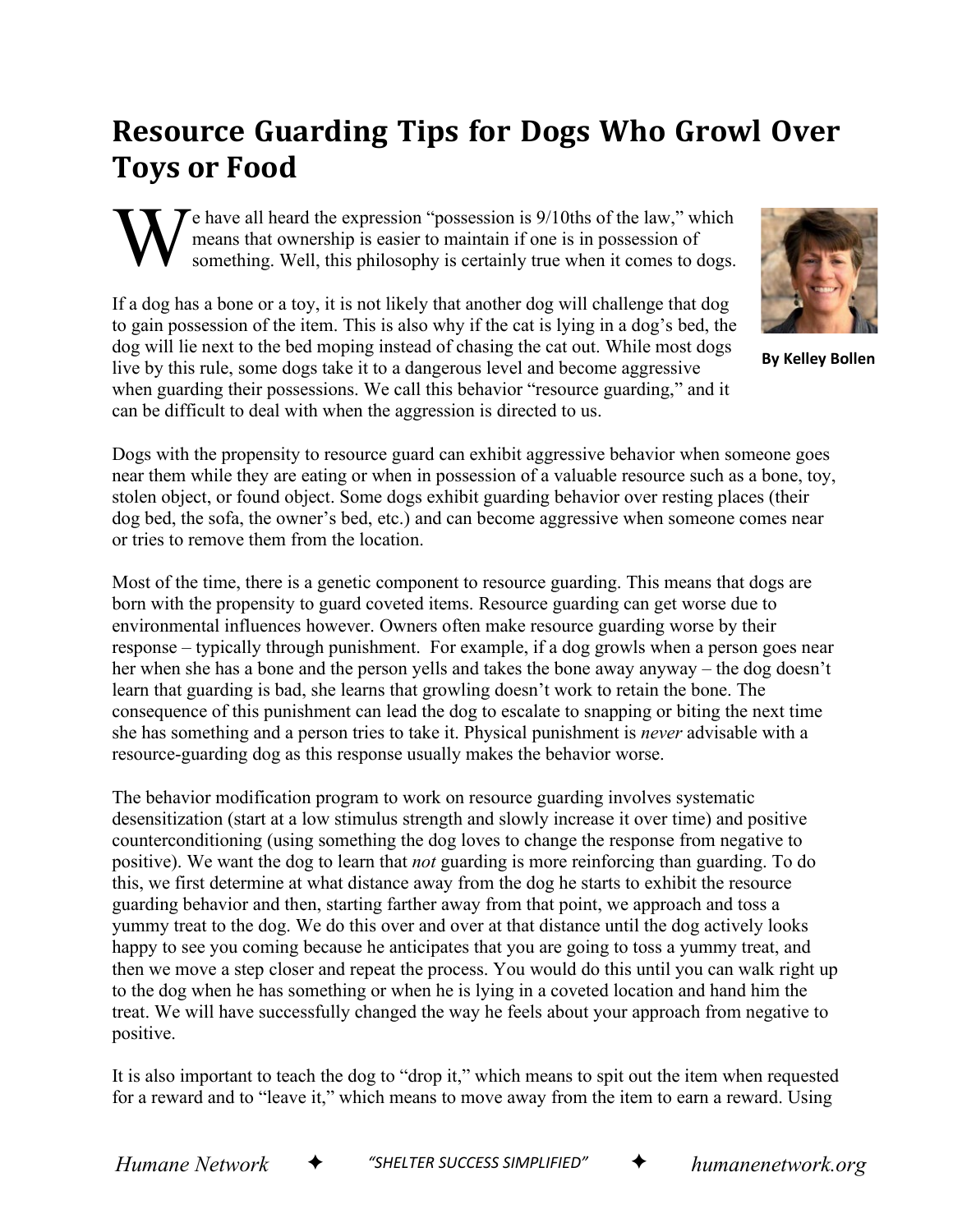# Resource Guarding Tips for Dogs Who Growl Over Toys or Food

By Kelley Bollen

We have all heard the expression "possession is 9/10ths of the law," which means that ownership is easier to maintain if one is in possession of something. Well, this philosophy is certainly true when it comes to dogs.

If a dog has a bone or a toy, it is not likely that another dog will challenge that dog to gain possession of the item. This is also why if the cat is lying in a dog's bed, the dog will lie next to the bed moping instead of chasing the cat out. While most dogs live by this rule, some dogs take it to a dangerous level and become aggressive when guarding their possessions. We call this behavior "resource guarding," and it can be difficult to deal with when the aggression is directed to us.

Dogs with the propensity to resource guard can exhibit aggressive behavior when someone goes near them while they are eating or when in possession of a valuable resource such as a bone, toy, stolen object, or found object. Some dogs exhibit guarding behavior over resting places (their dog bed, the sofa, the owner's bed, etc.) and can become aggressive when someone comes near or tries to remove them from the location.

Most of the time, there is a genetic component to resource guarding. This means that dogs are born with the propensity to guard coveted items. Resource guarding can get worse due to environmental influences however. Owners often make resource guarding worse by their response – typically through punishment. For example, if a dog growls when a person goes near her when she has a bone and the person yells and takes the bone away anyway – the dog doesn't learn that guarding is bad, she learns that growling doesn't work to retain the bone. The consequence of this punishment can lead the dog to escalate to snapping or biting the next time she has something and a person tries to take it. Physical punishment is *never* advisable with a resource-guarding dog as this response usually makes the behavior worse.

The behavior modification program to work on resource guarding involves systematic desensitization (start at a low stimulus strength and slowly increase it over time) and positive counterconditioning (using something the dog loves to change the response from negative to positive). We want the dog to learn that *not* guarding is more reinforcing than guarding. To do this, we first determine at what distance away from the dog he starts to exhibit the resource guarding behavior and then, starting farther away from that point, we approach and toss a yummy treat to the dog. We do this over and over at that distance until the dog actively looks happy to see you coming because he anticipates that you are going to toss a yummy treat, and then we move a step closer and repeat the process. You would do this until you can walk right up to the dog when he has something or when he is lying in a coveted location and hand him the treat. We will have successfully changed the way he feels about your approach from negative to positive.

It is also important to teach the dog to "drop it," which means to spit out the item when requested for a reward and to "leave it," which means to move away from the item to earn a reward. Using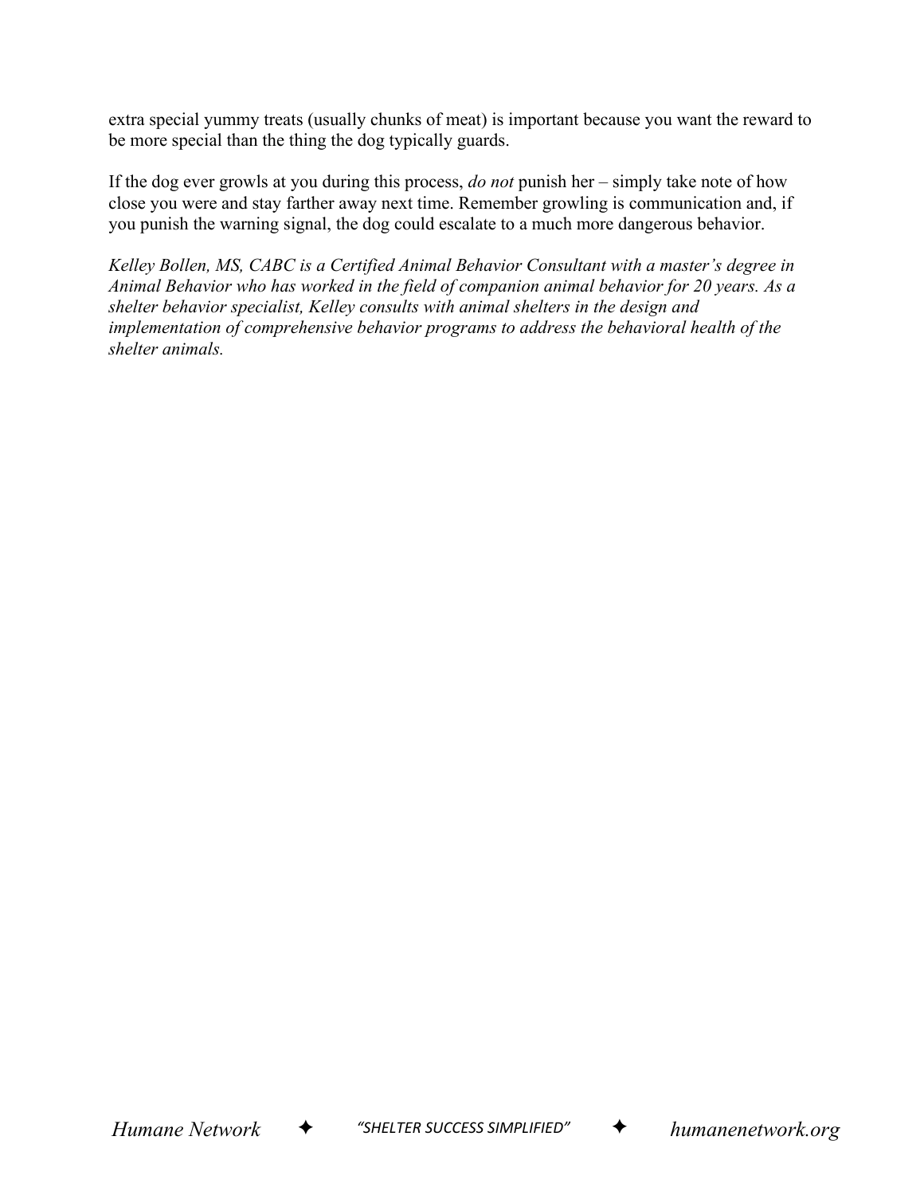extra special yummy treats (usually chunks of meat) is important because you want the reward to be more special than the thing the dog typically guards.

If the dog ever growls at you during this process, *do not* punish her – simply take note of how close you were and stay farther away next time. Remember growling is communication and, if you punish the warning signal, the dog could escalate to a much more dangerous behavior.

*Kelley Bollen, MS, CABC is a Certified Animal Behavior Consultant with a master's degree in Animal Behavior who has worked in the field of companion animal behavior for 20 years. As a shelter behavior specialist, Kelley consults with animal shelters in the design and implementation of comprehensive behavior programs to address the behavioral health of the shelter animals.*